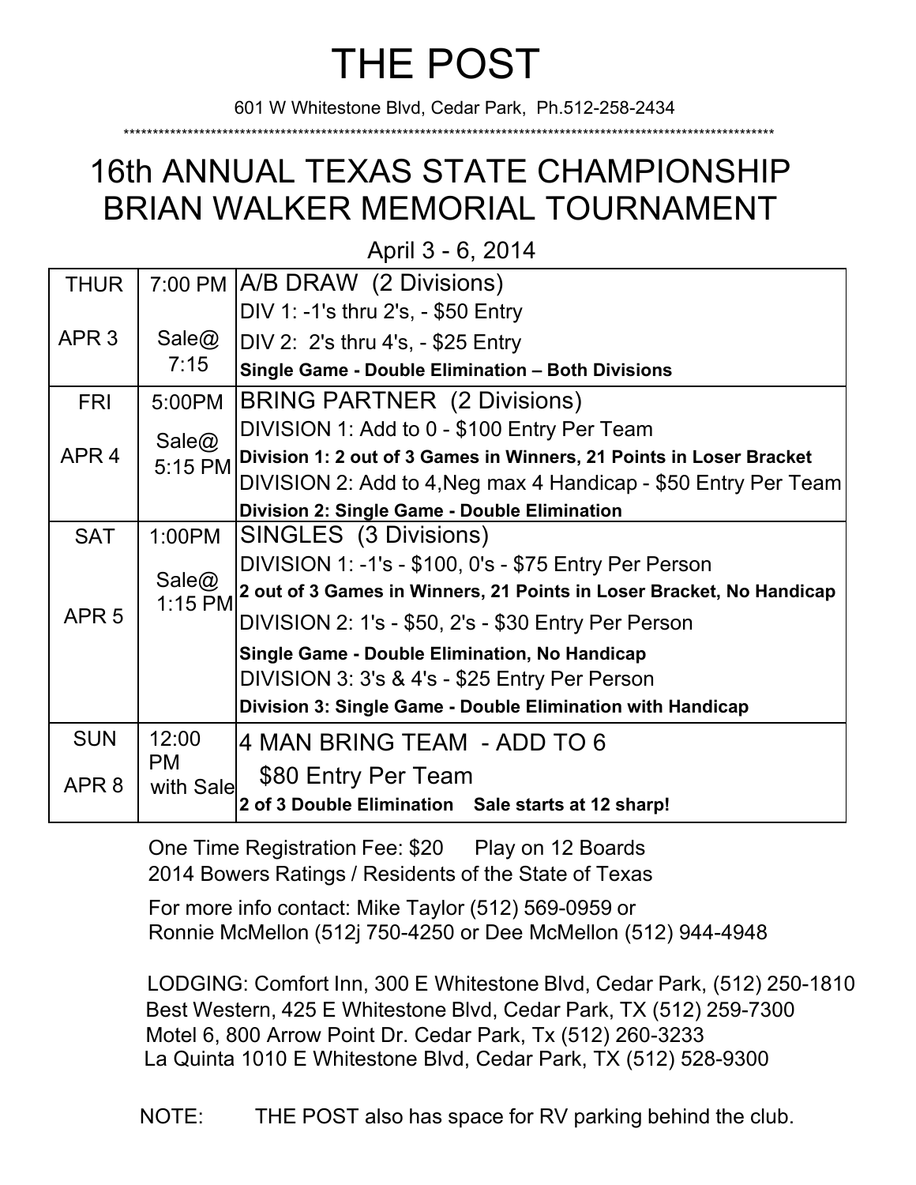# THE POST

601 W Whitestone Blvd, Cedar Park, Ph.512-258-2434

*******************************************************************************************************************

## 16th ANNUAL TEXAS STATE CHAMPIONSHIP BRIAN WALKER MEMORIAL TOURNAMENT

April 3 - 6, 2014

| Day | Time | Event |
|---|---|---|
| THUR<br><br>APR 3 | 7:00 PM<br><br>Sale@ 7:15 | A/B DRAW (2 Divisions)<br>DIV 1: -1's thru 2's, - $50 Entry<br>DIV 2: 2's thru 4's, - $25 Entry<br>**Single Game - Double Elimination – Both Divisions** |
| FRI<br><br>APR 4 | 5:00PM<br><br>Sale@ 5:15 PM | BRING PARTNER (2 Divisions)<br>DIVISION 1: Add to 0 - $100 Entry Per Team<br>**Division 1: 2 out of 3 Games in Winners, 21 Points in Loser Bracket**<br>DIVISION 2: Add to 4,Neg max 4 Handicap - $50 Entry Per Team<br>**Division 2: Single Game - Double Elimination** |
| SAT<br><br>APR 5 | 1:00PM<br><br>Sale@ 1:15 PM | SINGLES (3 Divisions)<br>DIVISION 1: -1's - $100, 0's - $75 Entry Per Person<br>**2 out of 3 Games in Winners, 21 Points in Loser Bracket, No Handicap**<br>DIVISION 2: 1's - $50, 2's - $30 Entry Per Person<br>**Single Game - Double Elimination, No Handicap**<br>DIVISION 3: 3's & 4's - $25 Entry Per Person<br>**Division 3: Single Game - Double Elimination with Handicap** |
| SUN<br><br>APR 8 | 12:00 PM with Sale | 4 MAN BRING TEAM - ADD TO 6<br>$80 Entry Per Team<br>**2 of 3 Double Elimination Sale starts at 12 sharp!** |

One Time Registration Fee: $20 Play on 12 Boards
2014 Bowers Ratings / Residents of the State of Texas

For more info contact: Mike Taylor (512) 569-0959 or
Ronnie McMellon (512j 750-4250 or Dee McMellon (512) 944-4948

LODGING: Comfort Inn, 300 E Whitestone Blvd, Cedar Park, (512) 250-1810
Best Western, 425 E Whitestone Blvd, Cedar Park, TX (512) 259-7300
Motel 6, 800 Arrow Point Dr. Cedar Park, Tx (512) 260-3233
La Quinta 1010 E Whitestone Blvd, Cedar Park, TX (512) 528-9300

NOTE: THE POST also has space for RV parking behind the club.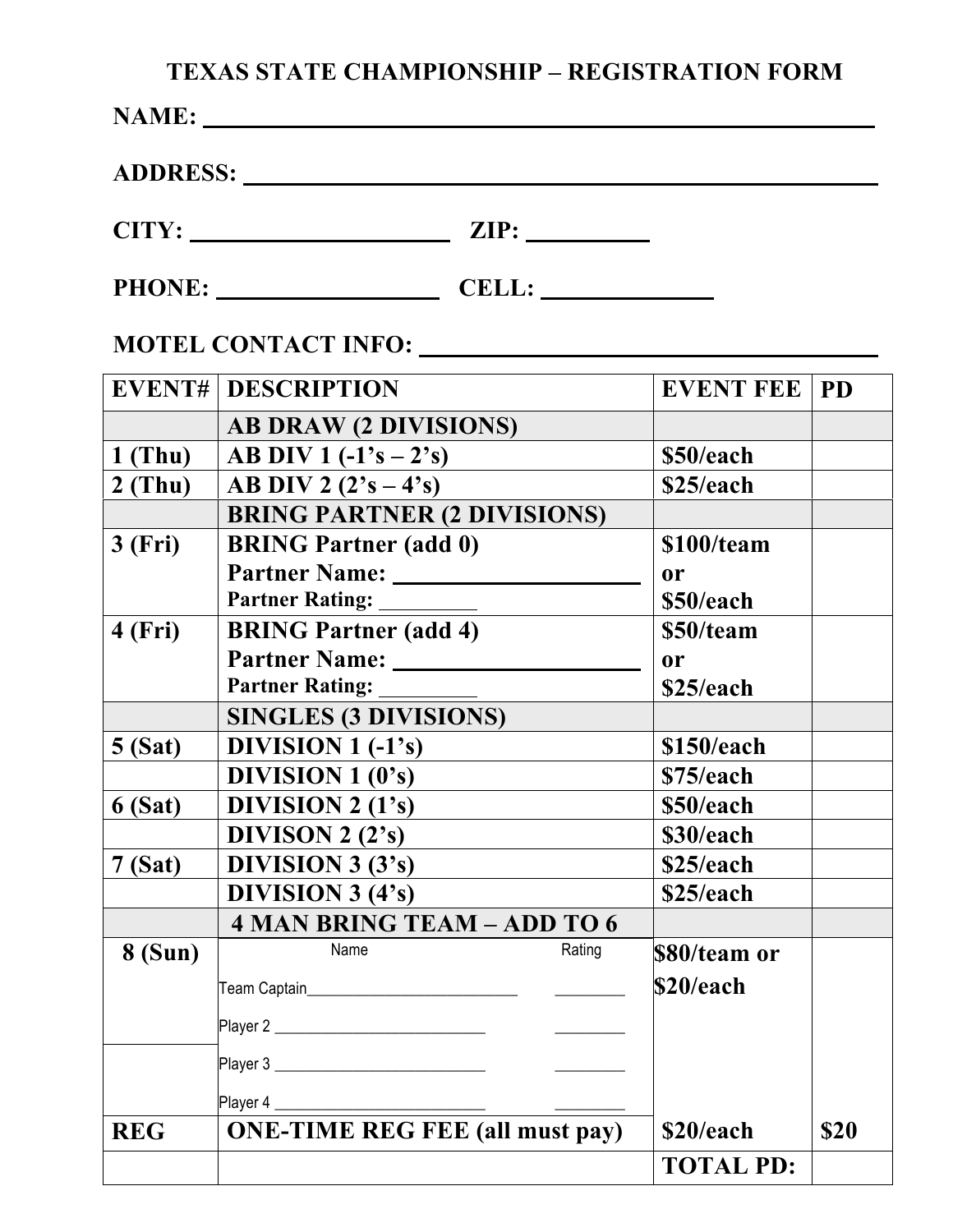# TEXAS STATE CHAMPIONSHIP – REGISTRATION FORM

**NAME:** ______________________________________________

**ADDRESS:** ______________________________________________

**CITY:** ______________________ **ZIP:** __________

**PHONE:** ___________________ **CELL:** ______________

**MOTEL CONTACT INFO:** ______________________________________

| EVENT# | DESCRIPTION | EVENT FEE | PD |
|---|---|---|---|
| | **AB DRAW (2 DIVISIONS)** | | |
| 1 (Thu) | AB DIV 1 (-1's – 2's) | $50/each | |
| 2 (Thu) | AB DIV 2 (2's – 4's) | $25/each | |
| | **BRING PARTNER (2 DIVISIONS)** | | |
| 3 (Fri) | BRING Partner (add 0)<br>Partner Name: ____________________<br>Partner Rating: _________ | $100/team or $50/each | |
| 4 (Fri) | BRING Partner (add 4)<br>Partner Name: ____________________<br>Partner Rating: _________ | $50/team or $25/each | |
| | **SINGLES (3 DIVISIONS)** | | |
| 5 (Sat) | DIVISION 1 (-1's) | $150/each | |
| | DIVISION 1 (0's) | $75/each | |
| 6 (Sat) | DIVISION 2 (1's) | $50/each | |
| | DIVISON 2 (2's) | $30/each | |
| 7 (Sat) | DIVISION 3 (3's) | $25/each | |
| | DIVISION 3 (4's) | $25/each | |
| | **4 MAN BRING TEAM – ADD TO 6** | | |
| 8 (Sun) | Name / Rating<br>Team Captain__________________________ ________<br>Player 2 __________________________ ________<br>Player 3 __________________________ ________<br>Player 4 __________________________ ________ | $80/team or $20/each | |
| REG | ONE-TIME REG FEE (all must pay) | $20/each | $20 |
| | | TOTAL PD: | |